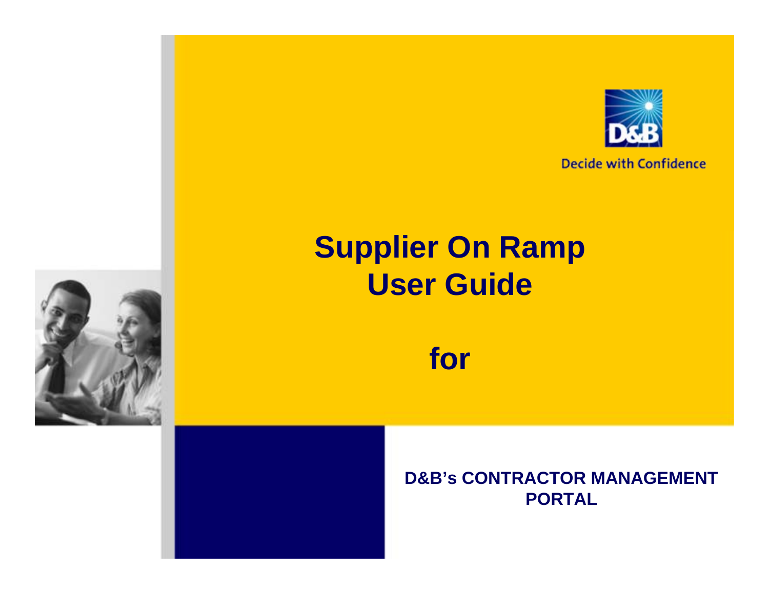D&B

Decide with Confidence

# Supplier On Ramp User Guide

## for

**D&B's CONTRACTOR MANAGEMENT PORTAL**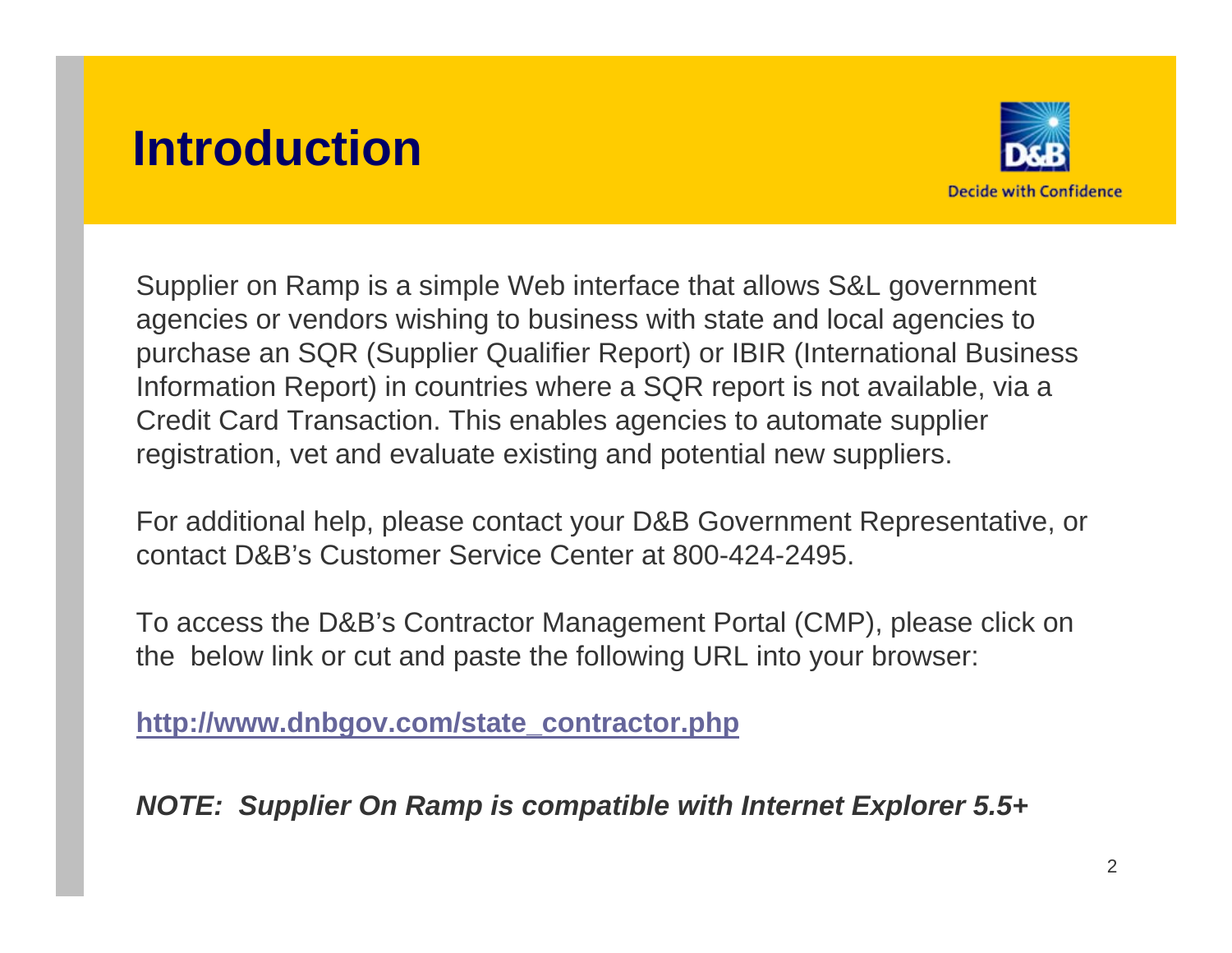# Introduction

Supplier on Ramp is a simple Web interface that allows S&L government agencies or vendors wishing to business with state and local agencies to purchase an SQR (Supplier Qualifier Report) or IBIR (International Business Information Report) in countries where a SQR report is not available, via a Credit Card Transaction. This enables agencies to automate supplier registration, vet and evaluate existing and potential new suppliers.

For additional help, please contact your D&B Government Representative, or contact D&B's Customer Service Center at 800-424-2495.

To access the D&B's Contractor Management Portal (CMP), please click on the below link or cut and paste the following URL into your browser:

**http://www.dnbgov.com/state_contractor.php**

***NOTE: Supplier On Ramp is compatible with Internet Explorer 5.5+***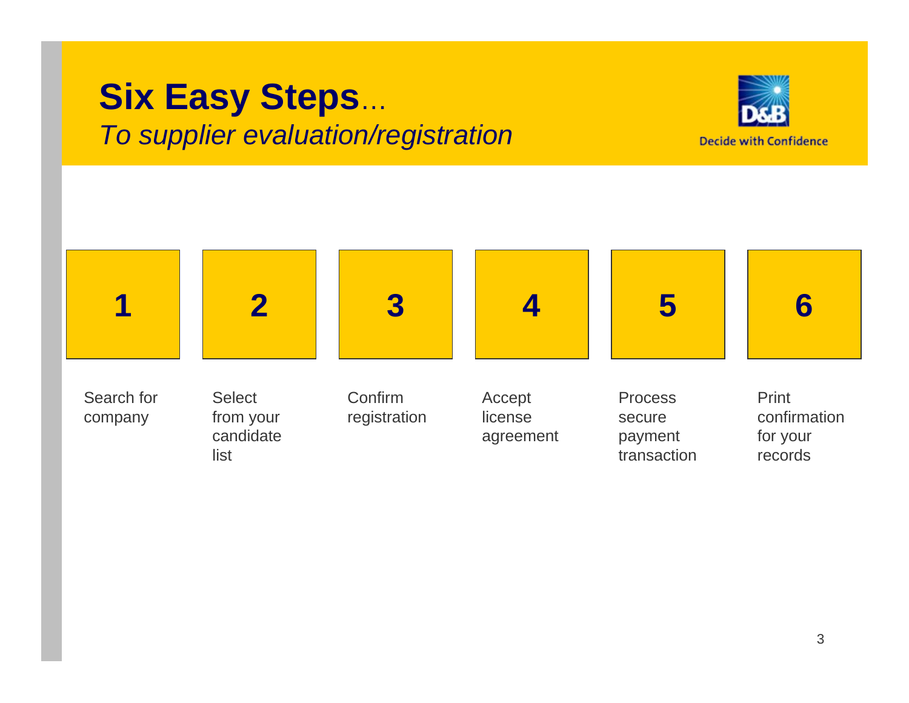# Six Easy Steps...

*To supplier evaluation/registration*

Decide with Confidence

| 1 | 2 | 3 | 4 | 5 | 6 |
|---|---|---|---|---|---|
| Search for company | Select from your candidate list | Confirm registration | Accept license agreement | Process secure payment transaction | Print confirmation for your records |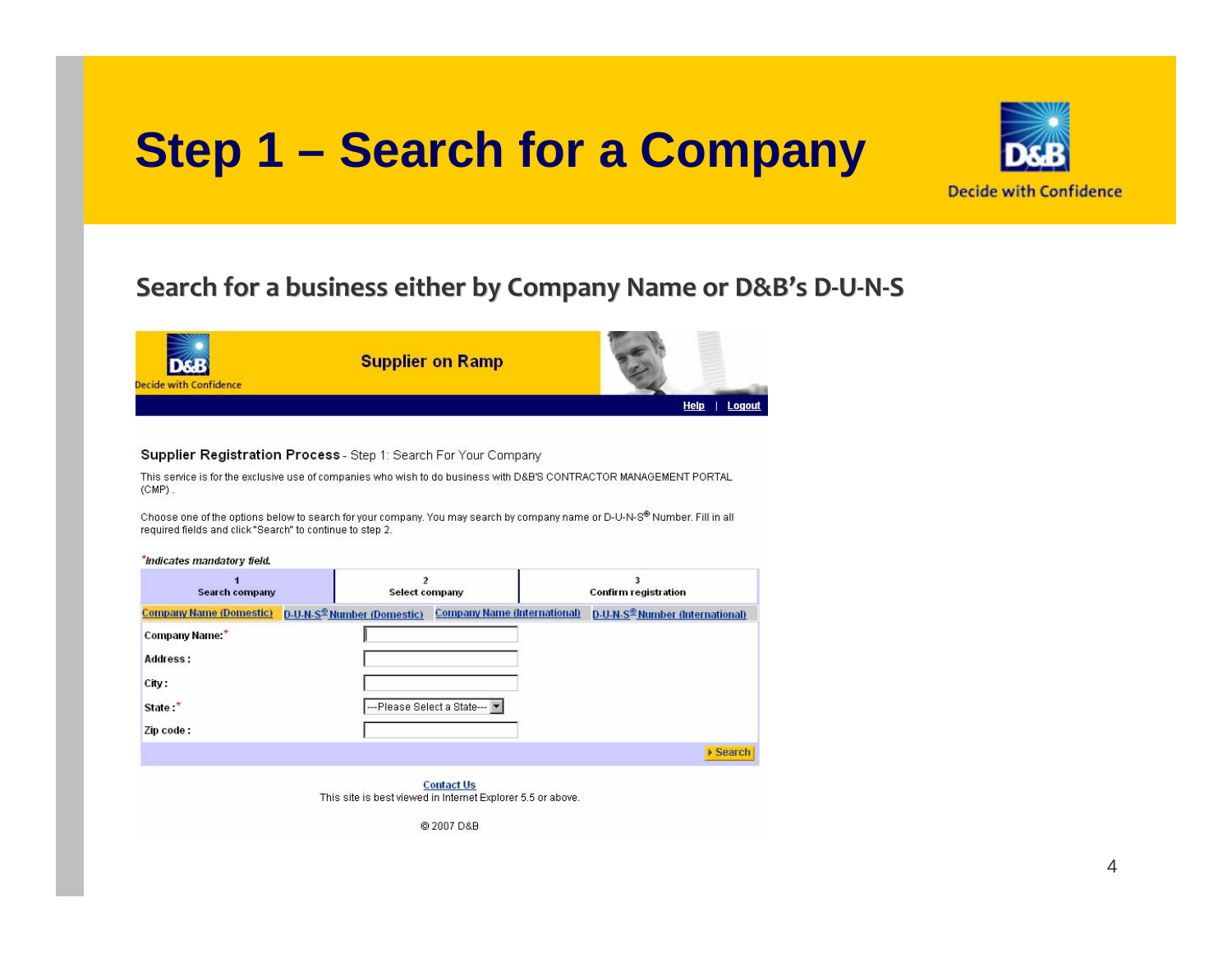# Step 1 – Search for a Company

Decide with Confidence

## Search for a business either by Company Name or D&B's D-U-N-S

Decide with Confidence

**Supplier on Ramp**

Help | Logout

**Supplier Registration Process** - Step 1: Search For Your Company

This service is for the exclusive use of companies who wish to do business with D&B'S CONTRACTOR MANAGEMENT PORTAL (CMP) .

Choose one of the options below to search for your company. You may search by company name or D-U-N-S® Number. Fill in all required fields and click "Search" to continue to step 2.

*\*Indicates mandatory field.*

| 1 Search company | 2 Select company | 3 Confirm registration |
|---|---|---|

Company Name (Domestic) | D-U-N-S® Number (Domestic) | Company Name (International) | D-U-N-S® Number (International)

| | |
|---|---|
| Company Name:* | |
| Address : | |
| City : | |
| State :* | ---Please Select a State--- |
| Zip code : | |

Search

Contact Us

This site is best viewed in Internet Explorer 5.5 or above.

© 2007 D&B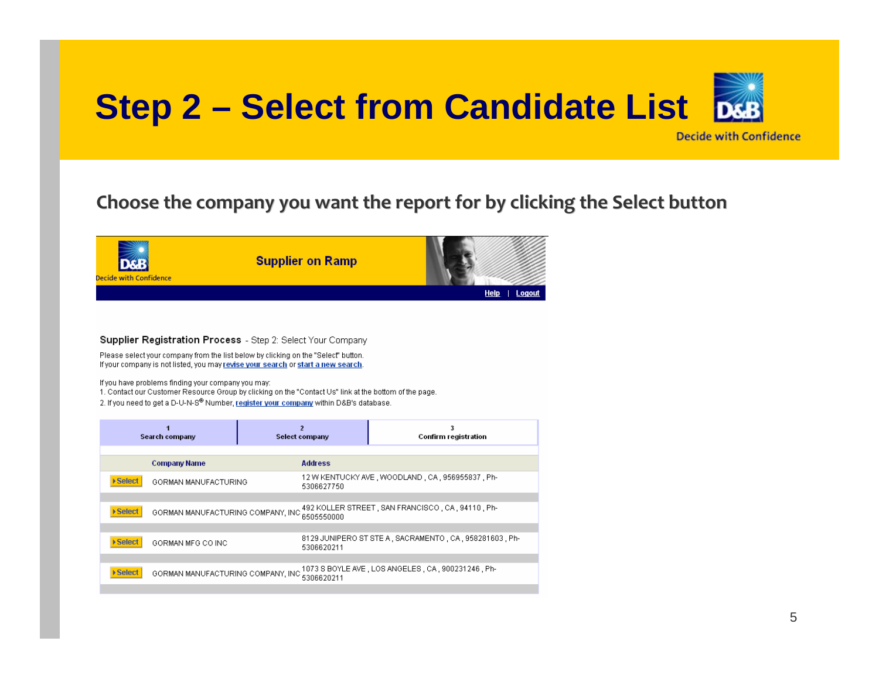# Step 2 – Select from Candidate List

Decide with Confidence

**Choose the company you want the report for by clicking the Select button**

D&B Decide with Confidence

**Supplier on Ramp**

Help | Logout

**Supplier Registration Process** - Step 2: Select Your Company

Please select your company from the list below by clicking on the "Select" button.
If your company is not listed, you may revise your search or start a new search.

If you have problems finding your company you may:
1. Contact our Customer Resource Group by clicking on the "Contact Us" link at the bottom of the page.
2. If you need to get a D-U-N-S® Number, register your company within D&B's database.

| 1 Search company | 2 Select company | 3 Confirm registration |
|---|---|---|

| | Company Name | Address |
|---|---|---|
| Select | GORMAN MANUFACTURING | 12 W KENTUCKY AVE , WOODLAND , CA , 956955837 , Ph-5306627750 |
| Select | GORMAN MANUFACTURING COMPANY, INC | 492 KOLLER STREET , SAN FRANCISCO , CA , 94110 , Ph-6505550000 |
| Select | GORMAN MFG CO INC | 8129 JUNIPERO ST STE A , SACRAMENTO , CA , 958281603 , Ph-5306620211 |
| Select | GORMAN MANUFACTURING COMPANY, INC | 1073 S BOYLE AVE , LOS ANGELES , CA , 900231246 , Ph-5306620211 |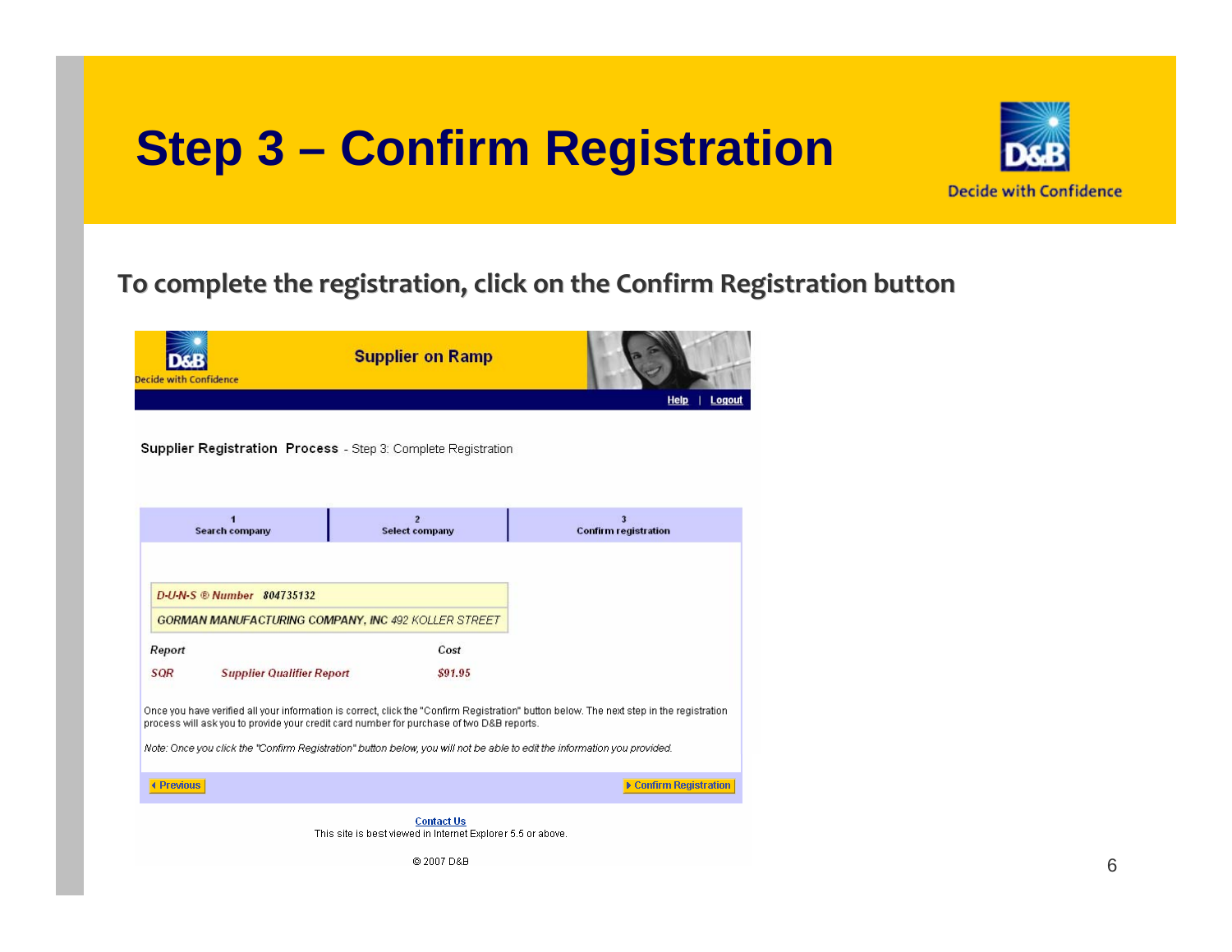# Step 3 – Confirm Registration

D&B Decide with Confidence

**To complete the registration, click on the Confirm Registration button**

D&B Decide with Confidence

**Supplier on Ramp**

Help | Logout

**Supplier Registration Process** - Step 3: Complete Registration

| 1 Search company | 2 Select company | 3 Confirm registration |
|---|---|---|

*D-U-N-S ® Number* 804735132

GORMAN MANUFACTURING COMPANY, INC 492 KOLLER STREET

| Report | | Cost |
|---|---|---|
| SQR | Supplier Qualifier Report | $91.95 |

Once you have verified all your information is correct, click the "Confirm Registration" button below. The next step in the registration process will ask you to provide your credit card number for purchase of two D&B reports.

*Note: Once you click the "Confirm Registration" button below, you will not be able to edit the information you provided.*

Previous    Confirm Registration

Contact Us

This site is best viewed in Internet Explorer 5.5 or above.

© 2007 D&B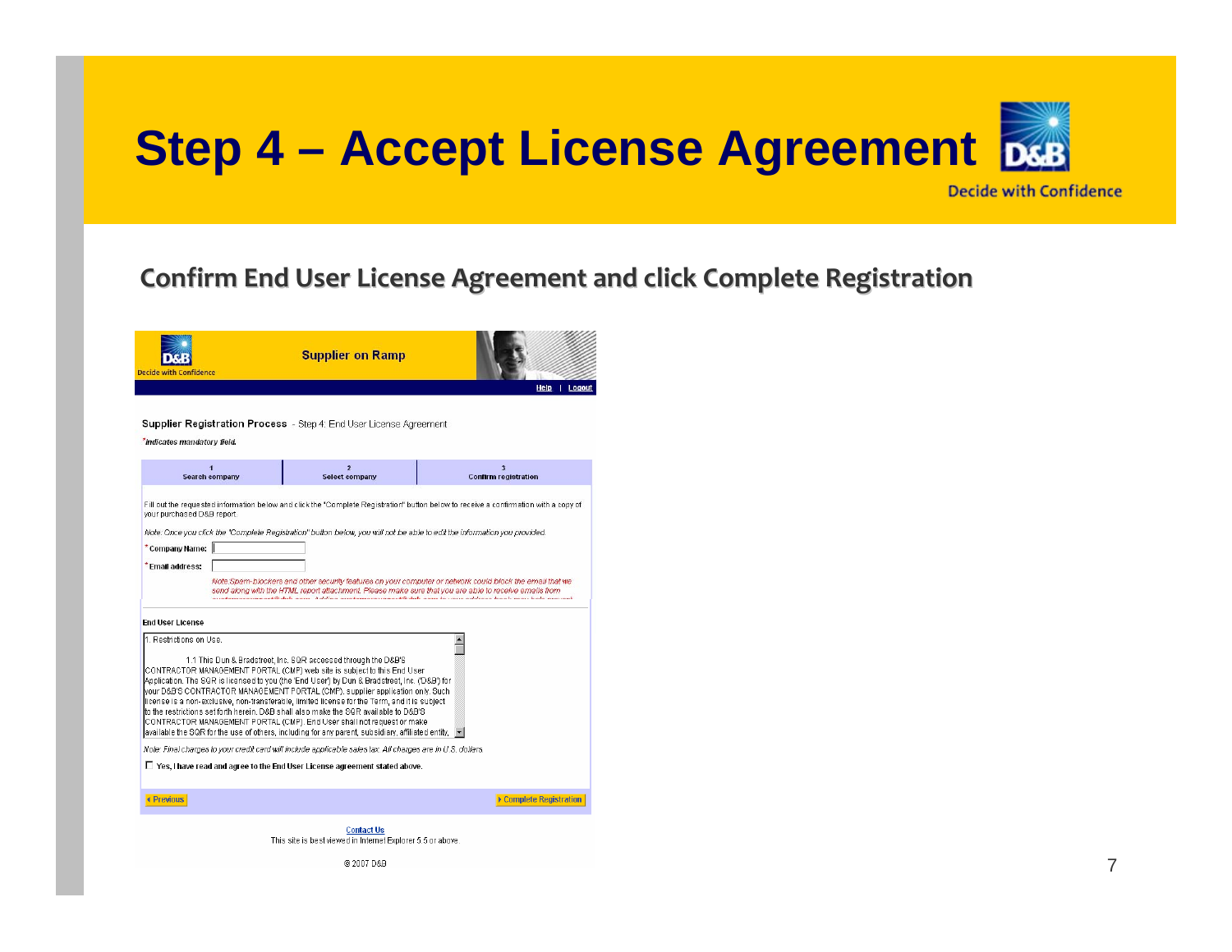# Step 4 – Accept License Agreement

D&B
Decide with Confidence

## Confirm End User License Agreement and click Complete Registration

D&B
Decide with Confidence

**Supplier on Ramp**

Help | Logout

**Supplier Registration Process** - Step 4: End User License Agreement

*\*indicates mandatory field.*

| 1 Search company | 2 Select company | 3 Confirm registration |
|---|---|---|

Fill out the requested information below and click the "Complete Registration" button below to receive a confirmation with a copy of your purchased D&B report.

*Note: Once you click the "Complete Registration" button below, you will not be able to edit the information you provided.*

\*Company Name:

\*Email address:

*Note: Spam-blockers and other security features on your computer or network could block the email that we send along with the HTML report attachment. Please make sure that you are able to receive emails from*

**End User License**

1. Restrictions on Use.

1.1 This Dun & Bradstreet, Inc. SQR accessed through the D&B'S CONTRACTOR MANAGEMENT PORTAL (CMP) web site is subject to this End User Application. The SQR is licensed to you (the 'End User') by Dun & Bradstreet, Inc. ('D&B') for your D&B'S CONTRACTOR MANAGEMENT PORTAL (CMP). supplier application only. Such license is a non-exclusive, non-transferable, limited license for the Term, and it is subject to the restrictions set forth herein. D&B shall also make the SQR available to D&B'S CONTRACTOR MANAGEMENT PORTAL (CMP). End User shall not request or make available the SQR for the use of others, including for any parent, subsidiary, affiliated entity,

*Note: Final charges to your credit card will include applicable sales tax. All charges are in U.S. dollars.*

☐ **Yes, I have read and agree to the End User License agreement stated above.**

Previous | Complete Registration

Contact Us

This site is best viewed in Internet Explorer 5.5 or above.

© 2007 D&B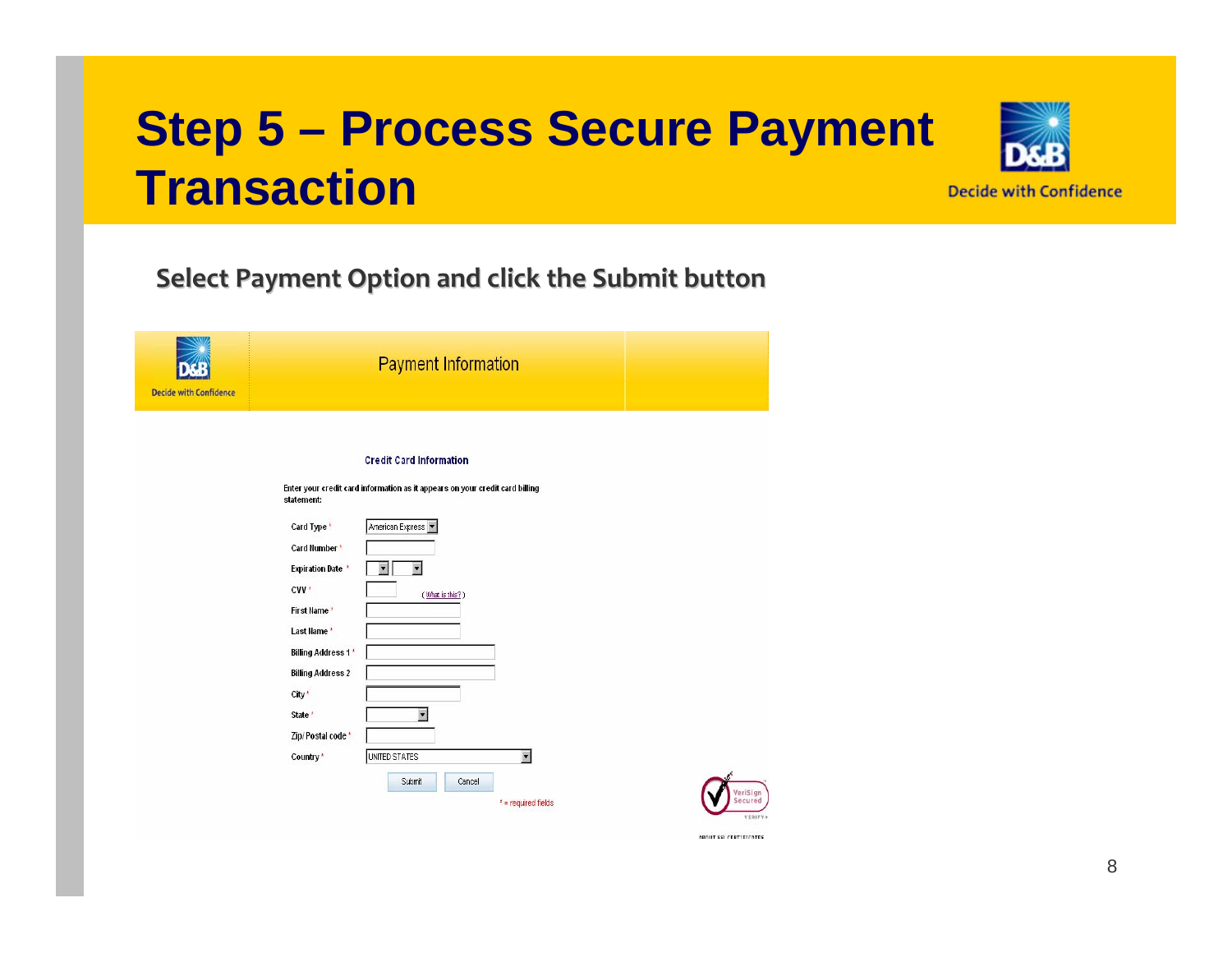# Step 5 – Process Secure Payment Transaction

D&B Decide with Confidence

**Select Payment Option and click the Submit button**

D&B Decide with Confidence

Payment Information

**Credit Card Information**

Enter your credit card information as it appears on your credit card billing statement:

| Field | Value |
| --- | --- |
| Card Type * | American Express |
| Card Number * | |
| Expiration Date * | |
| CVV * | (What is this?) |
| First Name * | |
| Last Name * | |
| Billing Address 1 * | |
| Billing Address 2 | |
| City * | |
| State * | |
| Zip/Postal code * | |
| Country * | UNITED STATES |

Submit Cancel

* = required fields

VeriSign Secured VERIFY

ABOUT SSL CERTIFICATES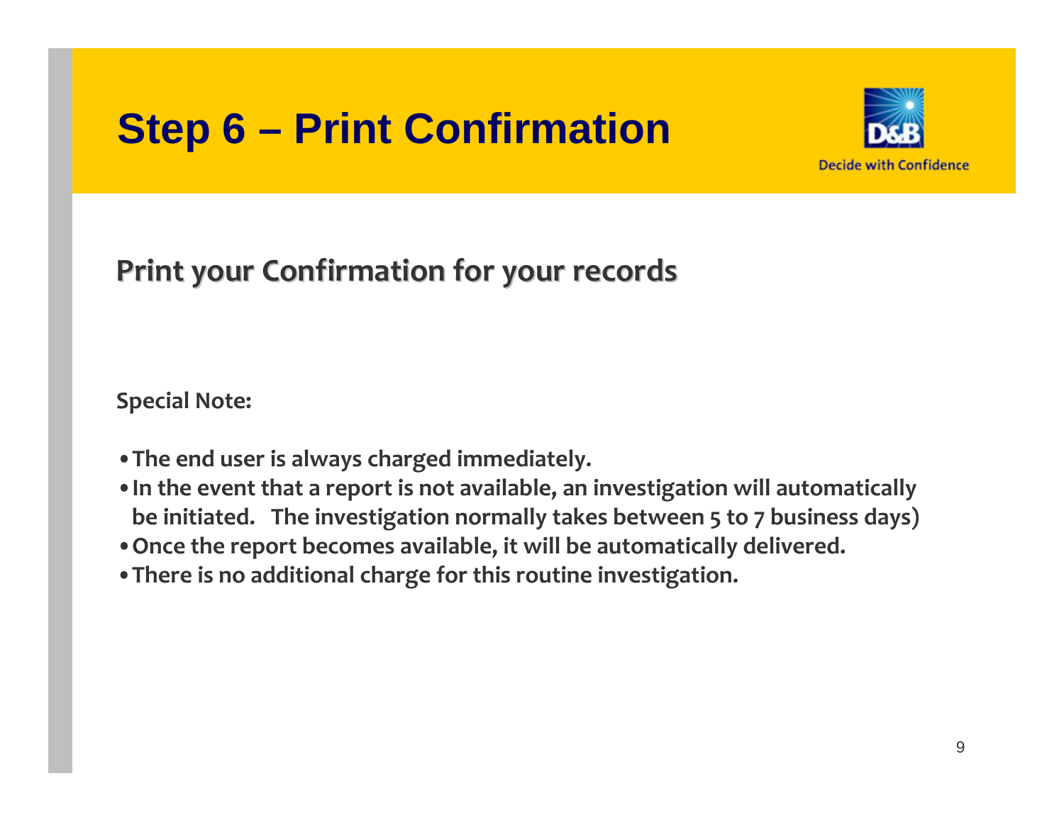# Step 6 – Print Confirmation

Decide with Confidence

## Print your Confirmation for your records

**Special Note:**

- **The end user is always charged immediately.**
- **In the event that a report is not available, an investigation will automatically be initiated. The investigation normally takes between 5 to 7 business days)**
- **Once the report becomes available, it will be automatically delivered.**
- **There is no additional charge for this routine investigation.**